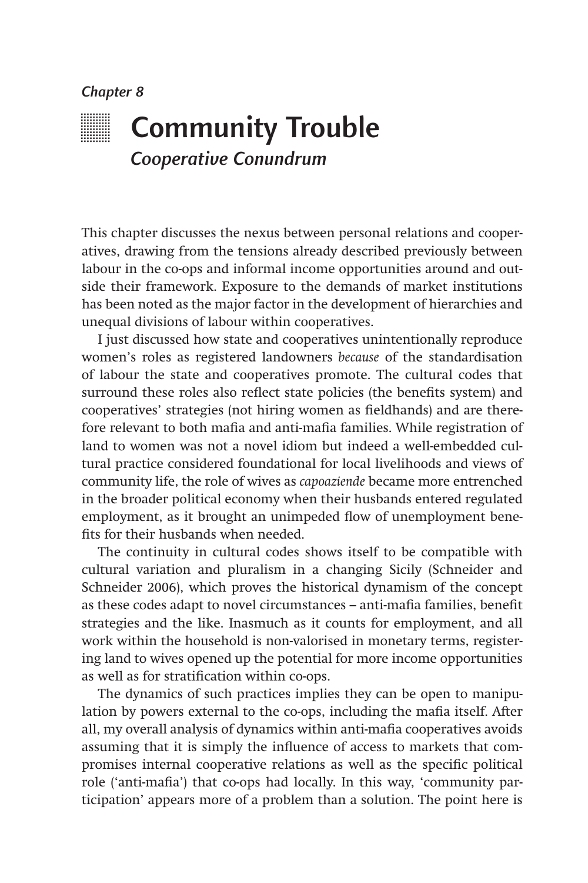*Chapter 8*

# Community Trouble

## *Cooperative Conundrum*

This chapter discusses the nexus between personal relations and cooperatives, drawing from the tensions already described previously between labour in the co-ops and informal income opportunities around and outside their framework. Exposure to the demands of market institutions has been noted as the major factor in the development of hierarchies and unequal divisions of labour within cooperatives.

I just discussed how state and cooperatives unintentionally reproduce women's roles as registered landowners *because* of the standardisation of labour the state and cooperatives promote. The cultural codes that surround these roles also reflect state policies (the benefits system) and cooperatives' strategies (not hiring women as fieldhands) and are therefore relevant to both mafia and anti-mafia families. While registration of land to women was not a novel idiom but indeed a well-embedded cultural practice considered foundational for local livelihoods and views of community life, the role of wives as *capoaziende* became more entrenched in the broader political economy when their husbands entered regulated employment, as it brought an unimpeded flow of unemployment benefits for their husbands when needed.

The continuity in cultural codes shows itself to be compatible with cultural variation and pluralism in a changing Sicily (Schneider and Schneider 2006), which proves the historical dynamism of the concept as these codes adapt to novel circumstances – anti-mafia families, benefit strategies and the like. Inasmuch as it counts for employment, and all work within the household is non-valorised in monetary terms, registering land to wives opened up the potential for more income opportunities as well as for stratification within co-ops.

The dynamics of such practices implies they can be open to manipulation by powers external to the co-ops, including the mafia itself. After all, my overall analysis of dynamics within anti-mafia cooperatives avoids assuming that it is simply the influence of access to markets that compromises internal cooperative relations as well as the specific political role ('anti-mafia') that co-ops had locally. In this way, 'community participation' appears more of a problem than a solution. The point here is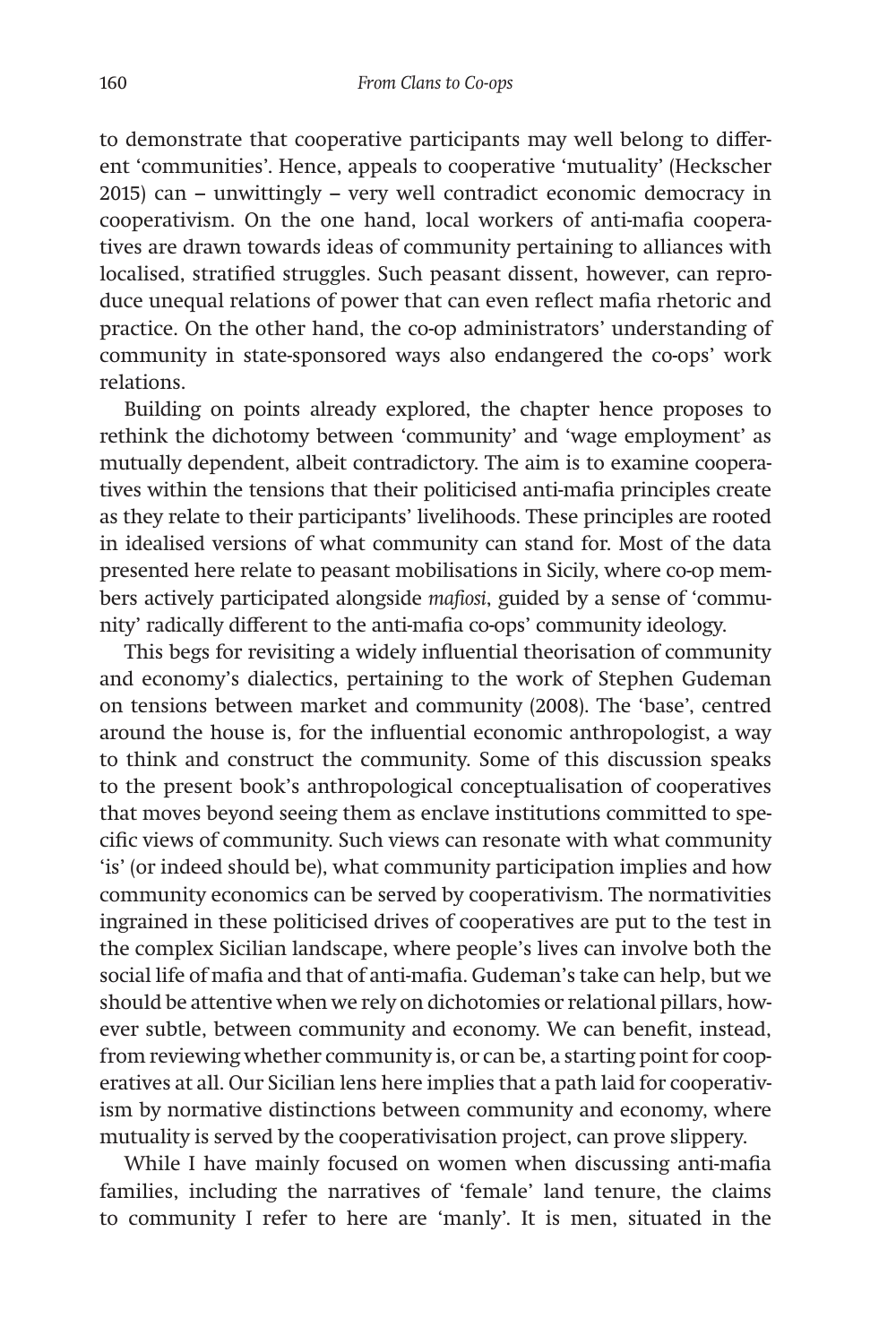to demonstrate that cooperative participants may well belong to different 'communities'. Hence, appeals to cooperative 'mutuality' (Heckscher 2015) can – unwittingly – very well contradict economic democracy in cooperativism. On the one hand, local workers of anti-mafia cooperatives are drawn towards ideas of community pertaining to alliances with localised, stratified struggles. Such peasant dissent, however, can reproduce unequal relations of power that can even reflect mafia rhetoric and practice. On the other hand, the co-op administrators' understanding of community in state-sponsored ways also endangered the co-ops' work relations.

Building on points already explored, the chapter hence proposes to rethink the dichotomy between 'community' and 'wage employment' as mutually dependent, albeit contradictory. The aim is to examine cooperatives within the tensions that their politicised anti-mafia principles create as they relate to their participants' livelihoods. These principles are rooted in idealised versions of what community can stand for. Most of the data presented here relate to peasant mobilisations in Sicily, where co-op members actively participated alongside *mafiosi*, guided by a sense of 'community' radically different to the anti-mafia co-ops' community ideology.

This begs for revisiting a widely influential theorisation of community and economy's dialectics, pertaining to the work of Stephen Gudeman on tensions between market and community (2008). The 'base', centred around the house is, for the influential economic anthropologist, a way to think and construct the community. Some of this discussion speaks to the present book's anthropological conceptualisation of cooperatives that moves beyond seeing them as enclave institutions committed to specific views of community. Such views can resonate with what community 'is' (or indeed should be), what community participation implies and how community economics can be served by cooperativism. The normativities ingrained in these politicised drives of cooperatives are put to the test in the complex Sicilian landscape, where people's lives can involve both the social life of mafia and that of anti-mafia. Gudeman's take can help, but we should be attentive when we rely on dichotomies or relational pillars, however subtle, between community and economy. We can benefit, instead, from reviewing whether community is, or can be, a starting point for cooperatives at all. Our Sicilian lens here implies that a path laid for cooperativism by normative distinctions between community and economy, where mutuality is served by the cooperativisation project, can prove slippery.

While I have mainly focused on women when discussing anti-mafia families, including the narratives of 'female' land tenure, the claims to community I refer to here are 'manly'. It is men, situated in the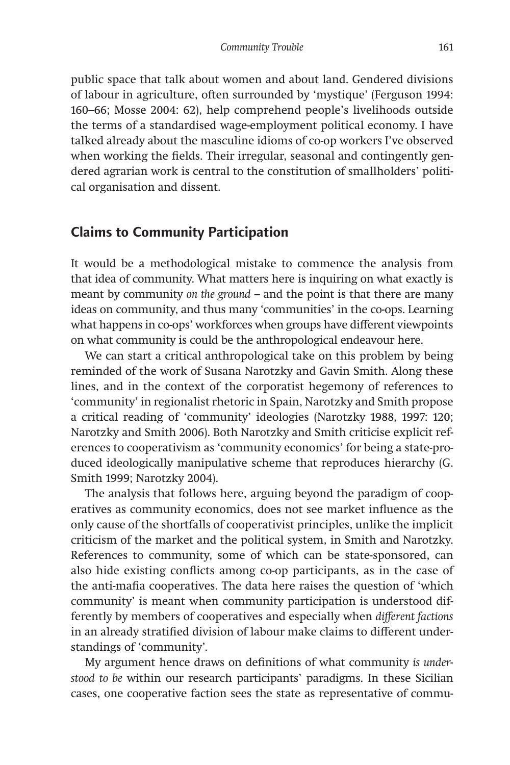public space that talk about women and about land. Gendered divisions of labour in agriculture, often surrounded by 'mystique' (Ferguson 1994: 160–66; Mosse 2004: 62), help comprehend people's livelihoods outside the terms of a standardised wage-employment political economy. I have talked already about the masculine idioms of co-op workers I've observed when working the fields. Their irregular, seasonal and contingently gendered agrarian work is central to the constitution of smallholders' political organisation and dissent.

## Claims to Community Participation

It would be a methodological mistake to commence the analysis from that idea of community. What matters here is inquiring on what exactly is meant by community *on the ground* – and the point is that there are many ideas on community, and thus many 'communities' in the co-ops. Learning what happens in co-ops' workforces when groups have different viewpoints on what community is could be the anthropological endeavour here.

We can start a critical anthropological take on this problem by being reminded of the work of Susana Narotzky and Gavin Smith. Along these lines, and in the context of the corporatist hegemony of references to 'community' in regionalist rhetoric in Spain, Narotzky and Smith propose a critical reading of 'community' ideologies (Narotzky 1988, 1997: 120; Narotzky and Smith 2006). Both Narotzky and Smith criticise explicit references to cooperativism as 'community economics' for being a state-produced ideologically manipulative scheme that reproduces hierarchy (G. Smith 1999; Narotzky 2004).

The analysis that follows here, arguing beyond the paradigm of cooperatives as community economics, does not see market influence as the only cause of the shortfalls of cooperativist principles, unlike the implicit criticism of the market and the political system, in Smith and Narotzky. References to community, some of which can be state-sponsored, can also hide existing conflicts among co-op participants, as in the case of the anti-mafia cooperatives. The data here raises the question of 'which community' is meant when community participation is understood differently by members of cooperatives and especially when *different factions* in an already stratified division of labour make claims to different understandings of 'community'.

My argument hence draws on definitions of what community *is understood to be* within our research participants' paradigms. In these Sicilian cases, one cooperative faction sees the state as representative of commu-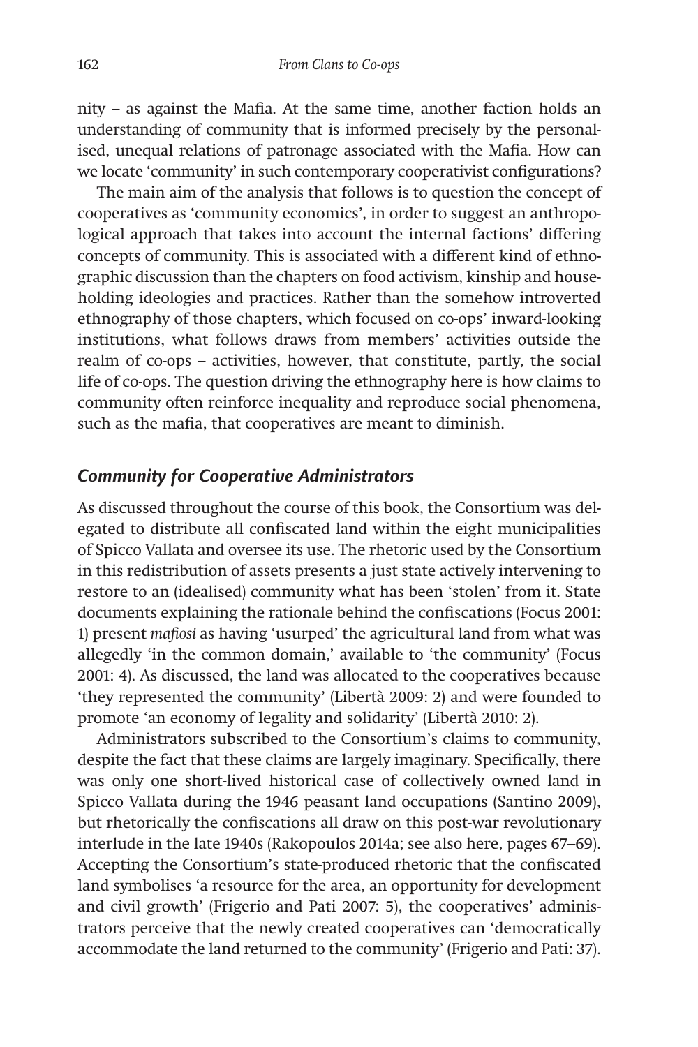nity – as against the Mafia. At the same time, another faction holds an understanding of community that is informed precisely by the personalised, unequal relations of patronage associated with the Mafia. How can we locate 'community' in such contemporary cooperativist configurations?

The main aim of the analysis that follows is to question the concept of cooperatives as 'community economics', in order to suggest an anthropological approach that takes into account the internal factions' differing concepts of community. This is associated with a different kind of ethnographic discussion than the chapters on food activism, kinship and householding ideologies and practices. Rather than the somehow introverted ethnography of those chapters, which focused on co-ops' inward-looking institutions, what follows draws from members' activities outside the realm of co-ops – activities, however, that constitute, partly, the social life of co-ops. The question driving the ethnography here is how claims to community often reinforce inequality and reproduce social phenomena, such as the mafia, that cooperatives are meant to diminish.

## *Community for Cooperative Administrators*

As discussed throughout the course of this book, the Consortium was delegated to distribute all confiscated land within the eight municipalities of Spicco Vallata and oversee its use. The rhetoric used by the Consortium in this redistribution of assets presents a just state actively intervening to restore to an (idealised) community what has been 'stolen' from it. State documents explaining the rationale behind the confiscations (Focus 2001: 1) present *mafiosi* as having 'usurped' the agricultural land from what was allegedly 'in the common domain,' available to 'the community' (Focus 2001: 4). As discussed, the land was allocated to the cooperatives because 'they represented the community' (Libertà 2009: 2) and were founded to promote 'an economy of legality and solidarity' (Libertà 2010: 2).

Administrators subscribed to the Consortium's claims to community, despite the fact that these claims are largely imaginary. Specifically, there was only one short-lived historical case of collectively owned land in Spicco Vallata during the 1946 peasant land occupations (Santino 2009), but rhetorically the confiscations all draw on this post-war revolutionary interlude in the late 1940s (Rakopoulos 2014a; see also here, pages 67–69). Accepting the Consortium's state-produced rhetoric that the confiscated land symbolises 'a resource for the area, an opportunity for development and civil growth' (Frigerio and Pati 2007: 5), the cooperatives' administrators perceive that the newly created cooperatives can 'democratically accommodate the land returned to the community' (Frigerio and Pati: 37).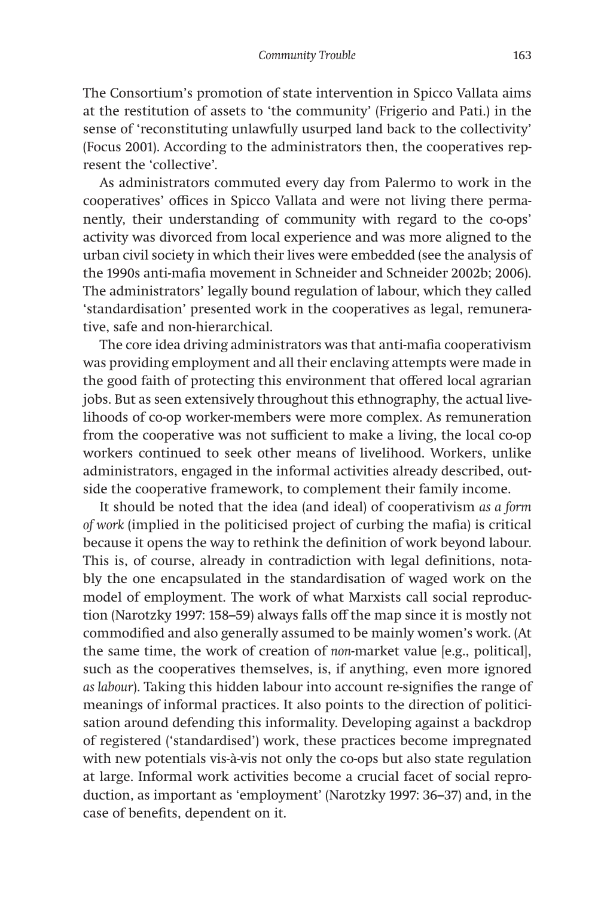The Consortium's promotion of state intervention in Spicco Vallata aims at the restitution of assets to 'the community' (Frigerio and Pati.) in the sense of 'reconstituting unlawfully usurped land back to the collectivity' (Focus 2001). According to the administrators then, the cooperatives represent the 'collective'.

As administrators commuted every day from Palermo to work in the cooperatives' offices in Spicco Vallata and were not living there permanently, their understanding of community with regard to the co-ops' activity was divorced from local experience and was more aligned to the urban civil society in which their lives were embedded (see the analysis of the 1990s anti-mafia movement in Schneider and Schneider 2002b; 2006). The administrators' legally bound regulation of labour, which they called 'standardisation' presented work in the cooperatives as legal, remunerative, safe and non-hierarchical.

The core idea driving administrators was that anti-mafia cooperativism was providing employment and all their enclaving attempts were made in the good faith of protecting this environment that offered local agrarian jobs. But as seen extensively throughout this ethnography, the actual livelihoods of co-op worker-members were more complex. As remuneration from the cooperative was not sufficient to make a living, the local co-op workers continued to seek other means of livelihood. Workers, unlike administrators, engaged in the informal activities already described, outside the cooperative framework, to complement their family income.

It should be noted that the idea (and ideal) of cooperativism *as a form of work* (implied in the politicised project of curbing the mafia) is critical because it opens the way to rethink the definition of work beyond labour. This is, of course, already in contradiction with legal definitions, notably the one encapsulated in the standardisation of waged work on the model of employment. The work of what Marxists call social reproduction (Narotzky 1997: 158–59) always falls off the map since it is mostly not commodified and also generally assumed to be mainly women's work. (At the same time, the work of creation of *non*-market value [e.g., political], such as the cooperatives themselves, is, if anything, even more ignored *as labour*). Taking this hidden labour into account re-signifies the range of meanings of informal practices. It also points to the direction of politicisation around defending this informality. Developing against a backdrop of registered ('standardised') work, these practices become impregnated with new potentials vis-à-vis not only the co-ops but also state regulation at large. Informal work activities become a crucial facet of social reproduction, as important as 'employment' (Narotzky 1997: 36–37) and, in the case of benefits, dependent on it.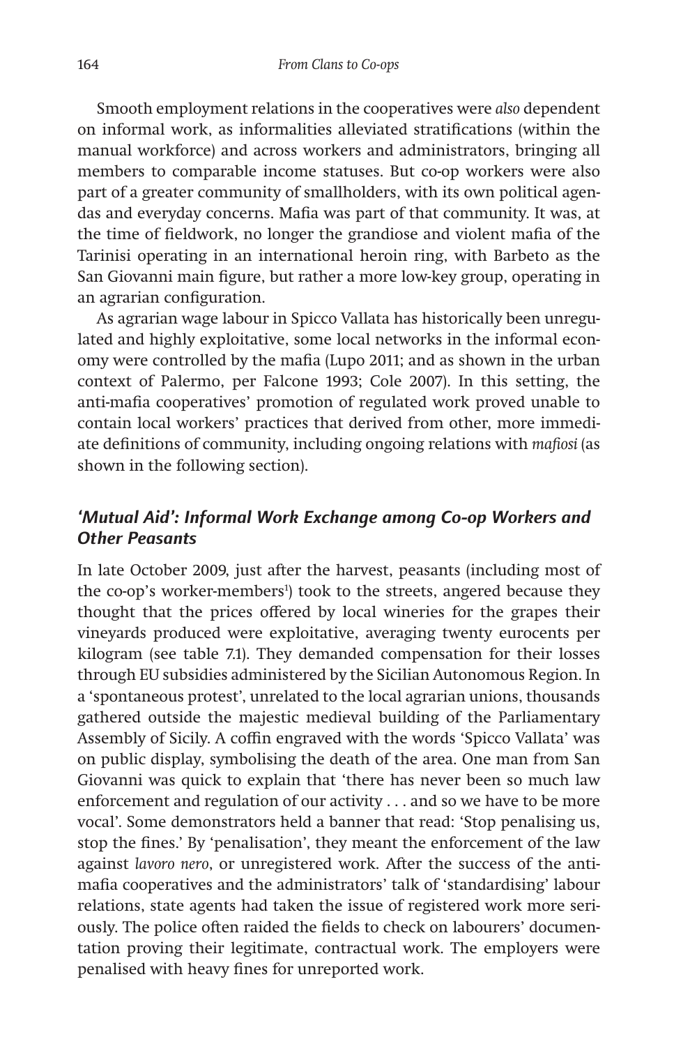Smooth employment relations in the cooperatives were *also* dependent on informal work, as informalities alleviated stratifications (within the manual workforce) and across workers and administrators, bringing all members to comparable income statuses. But co-op workers were also part of a greater community of smallholders, with its own political agendas and everyday concerns. Mafia was part of that community. It was, at the time of fieldwork, no longer the grandiose and violent mafia of the Tarinisi operating in an international heroin ring, with Barbeto as the San Giovanni main figure, but rather a more low-key group, operating in an agrarian configuration.

As agrarian wage labour in Spicco Vallata has historically been unregulated and highly exploitative, some local networks in the informal economy were controlled by the mafia (Lupo 2011; and as shown in the urban context of Palermo, per Falcone 1993; Cole 2007). In this setting, the anti-mafia cooperatives' promotion of regulated work proved unable to contain local workers' practices that derived from other, more immediate definitions of community, including ongoing relations with *mafiosi* (as shown in the following section).

## *'Mutual Aid': Informal Work Exchange among Co-op Workers and Other Peasants*

In late October 2009, just after the harvest, peasants (including most of the co-op's worker-members[1]) took to the streets, angered because they thought that the prices offered by local wineries for the grapes their vineyards produced were exploitative, averaging twenty eurocents per kilogram (see table 7.1). They demanded compensation for their losses through EU subsidies administered by the Sicilian Autonomous Region. In a 'spontaneous protest', unrelated to the local agrarian unions, thousands gathered outside the majestic medieval building of the Parliamentary Assembly of Sicily. A coffin engraved with the words 'Spicco Vallata' was on public display, symbolising the death of the area. One man from San Giovanni was quick to explain that 'there has never been so much law enforcement and regulation of our activity . . . and so we have to be more vocal'. Some demonstrators held a banner that read: 'Stop penalising us, stop the fines.' By 'penalisation', they meant the enforcement of the law against *lavoro nero*, or unregistered work. After the success of the anti-mafia cooperatives and the administrators' talk of 'standardising' labour relations, state agents had taken the issue of registered work more seriously. The police often raided the fields to check on labourers' documentation proving their legitimate, contractual work. The employers were penalised with heavy fines for unreported work.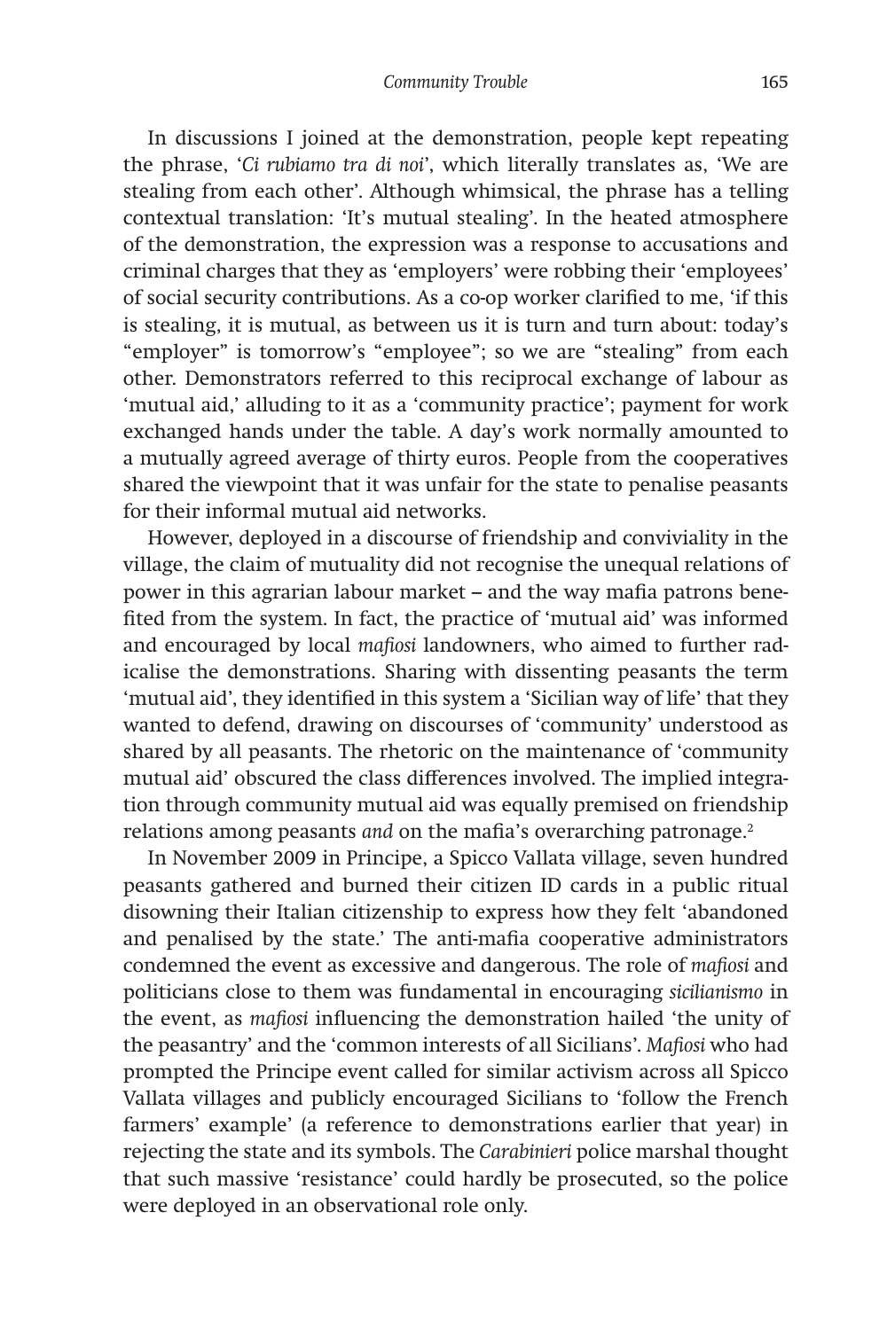In discussions I joined at the demonstration, people kept repeating the phrase, '*Ci rubiamo tra di noi*', which literally translates as, 'We are stealing from each other'. Although whimsical, the phrase has a telling contextual translation: 'It's mutual stealing'. In the heated atmosphere of the demonstration, the expression was a response to accusations and criminal charges that they as 'employers' were robbing their 'employees' of social security contributions. As a co-op worker clarified to me, 'if this is stealing, it is mutual, as between us it is turn and turn about: today's "employer" is tomorrow's "employee"; so we are "stealing" from each other. Demonstrators referred to this reciprocal exchange of labour as 'mutual aid,' alluding to it as a 'community practice'; payment for work exchanged hands under the table. A day's work normally amounted to a mutually agreed average of thirty euros. People from the cooperatives shared the viewpoint that it was unfair for the state to penalise peasants for their informal mutual aid networks.

However, deployed in a discourse of friendship and conviviality in the village, the claim of mutuality did not recognise the unequal relations of power in this agrarian labour market – and the way mafia patrons benefited from the system. In fact, the practice of 'mutual aid' was informed and encouraged by local *mafiosi* landowners, who aimed to further radicalise the demonstrations. Sharing with dissenting peasants the term 'mutual aid', they identified in this system a 'Sicilian way of life' that they wanted to defend, drawing on discourses of 'community' understood as shared by all peasants. The rhetoric on the maintenance of 'community mutual aid' obscured the class differences involved. The implied integration through community mutual aid was equally premised on friendship relations among peasants *and* on the mafia's overarching patronage.[2]

In November 2009 in Principe, a Spicco Vallata village, seven hundred peasants gathered and burned their citizen ID cards in a public ritual disowning their Italian citizenship to express how they felt 'abandoned and penalised by the state.' The anti-mafia cooperative administrators condemned the event as excessive and dangerous. The role of *mafiosi* and politicians close to them was fundamental in encouraging *sicilianismo* in the event, as *mafiosi* influencing the demonstration hailed 'the unity of the peasantry' and the 'common interests of all Sicilians'. *Mafiosi* who had prompted the Principe event called for similar activism across all Spicco Vallata villages and publicly encouraged Sicilians to 'follow the French farmers' example' (a reference to demonstrations earlier that year) in rejecting the state and its symbols. The *Carabinieri* police marshal thought that such massive 'resistance' could hardly be prosecuted, so the police were deployed in an observational role only.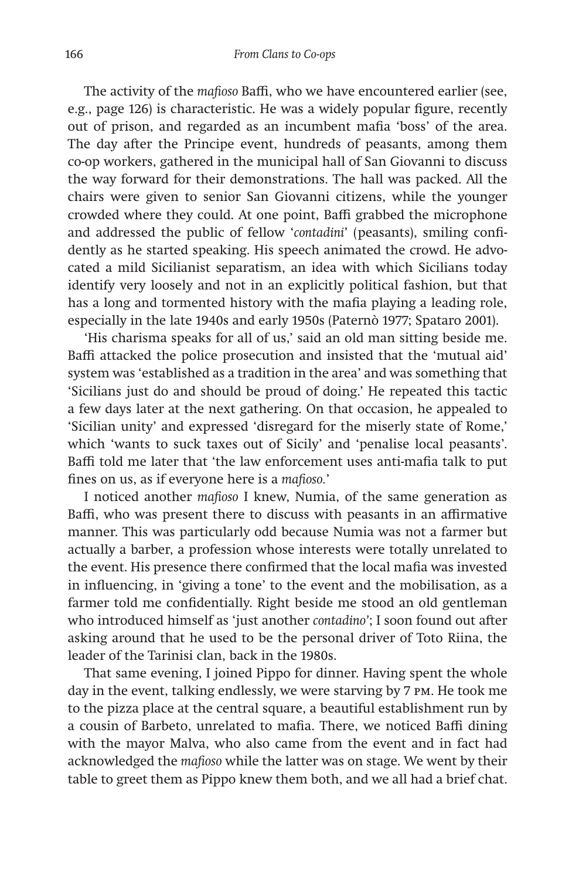The activity of the *mafioso* Baffi, who we have encountered earlier (see, e.g., page 126) is characteristic. He was a widely popular figure, recently out of prison, and regarded as an incumbent mafia 'boss' of the area. The day after the Principe event, hundreds of peasants, among them co-op workers, gathered in the municipal hall of San Giovanni to discuss the way forward for their demonstrations. The hall was packed. All the chairs were given to senior San Giovanni citizens, while the younger crowded where they could. At one point, Baffi grabbed the microphone and addressed the public of fellow '*contadini*' (peasants), smiling confidently as he started speaking. His speech animated the crowd. He advocated a mild Sicilianist separatism, an idea with which Sicilians today identify very loosely and not in an explicitly political fashion, but that has a long and tormented history with the mafia playing a leading role, especially in the late 1940s and early 1950s (Paternò 1977; Spataro 2001).

'His charisma speaks for all of us,' said an old man sitting beside me. Baffi attacked the police prosecution and insisted that the 'mutual aid' system was 'established as a tradition in the area' and was something that 'Sicilians just do and should be proud of doing.' He repeated this tactic a few days later at the next gathering. On that occasion, he appealed to 'Sicilian unity' and expressed 'disregard for the miserly state of Rome,' which 'wants to suck taxes out of Sicily' and 'penalise local peasants'. Baffi told me later that 'the law enforcement uses anti-mafia talk to put fines on us, as if everyone here is a *mafioso.*'

I noticed another *mafioso* I knew, Numia, of the same generation as Baffi, who was present there to discuss with peasants in an affirmative manner. This was particularly odd because Numia was not a farmer but actually a barber, a profession whose interests were totally unrelated to the event. His presence there confirmed that the local mafia was invested in influencing, in 'giving a tone' to the event and the mobilisation, as a farmer told me confidentially. Right beside me stood an old gentleman who introduced himself as 'just another *contadino*'; I soon found out after asking around that he used to be the personal driver of Toto Riina, the leader of the Tarinisi clan, back in the 1980s.

That same evening, I joined Pippo for dinner. Having spent the whole day in the event, talking endlessly, we were starving by 7 PM. He took me to the pizza place at the central square, a beautiful establishment run by a cousin of Barbeto, unrelated to mafia. There, we noticed Baffi dining with the mayor Malva, who also came from the event and in fact had acknowledged the *mafioso* while the latter was on stage. We went by their table to greet them as Pippo knew them both, and we all had a brief chat.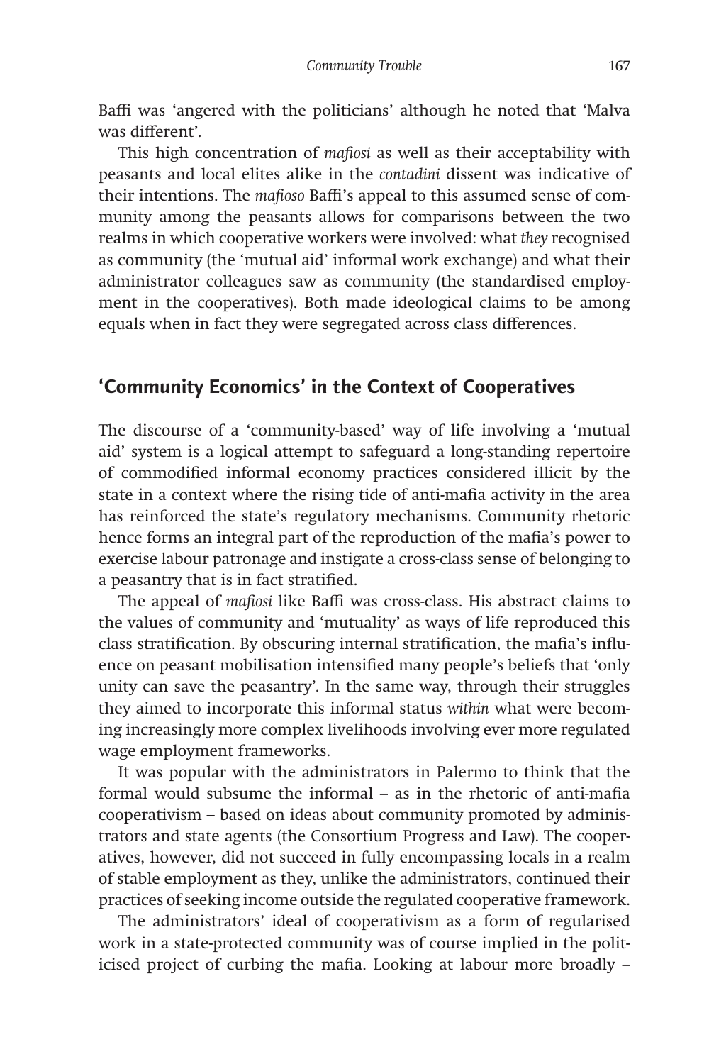Baffi was 'angered with the politicians' although he noted that 'Malva was different'.

This high concentration of *mafiosi* as well as their acceptability with peasants and local elites alike in the *contadini* dissent was indicative of their intentions. The *mafioso* Baffi's appeal to this assumed sense of community among the peasants allows for comparisons between the two realms in which cooperative workers were involved: what *they* recognised as community (the 'mutual aid' informal work exchange) and what their administrator colleagues saw as community (the standardised employment in the cooperatives). Both made ideological claims to be among equals when in fact they were segregated across class differences.

## 'Community Economics' in the Context of Cooperatives

The discourse of a 'community-based' way of life involving a 'mutual aid' system is a logical attempt to safeguard a long-standing repertoire of commodified informal economy practices considered illicit by the state in a context where the rising tide of anti-mafia activity in the area has reinforced the state's regulatory mechanisms. Community rhetoric hence forms an integral part of the reproduction of the mafia's power to exercise labour patronage and instigate a cross-class sense of belonging to a peasantry that is in fact stratified.

The appeal of *mafiosi* like Baffi was cross-class. His abstract claims to the values of community and 'mutuality' as ways of life reproduced this class stratification. By obscuring internal stratification, the mafia's influence on peasant mobilisation intensified many people's beliefs that 'only unity can save the peasantry'. In the same way, through their struggles they aimed to incorporate this informal status *within* what were becoming increasingly more complex livelihoods involving ever more regulated wage employment frameworks.

It was popular with the administrators in Palermo to think that the formal would subsume the informal – as in the rhetoric of anti-mafia cooperativism – based on ideas about community promoted by administrators and state agents (the Consortium Progress and Law). The cooperatives, however, did not succeed in fully encompassing locals in a realm of stable employment as they, unlike the administrators, continued their practices of seeking income outside the regulated cooperative framework.

The administrators' ideal of cooperativism as a form of regularised work in a state-protected community was of course implied in the politicised project of curbing the mafia. Looking at labour more broadly –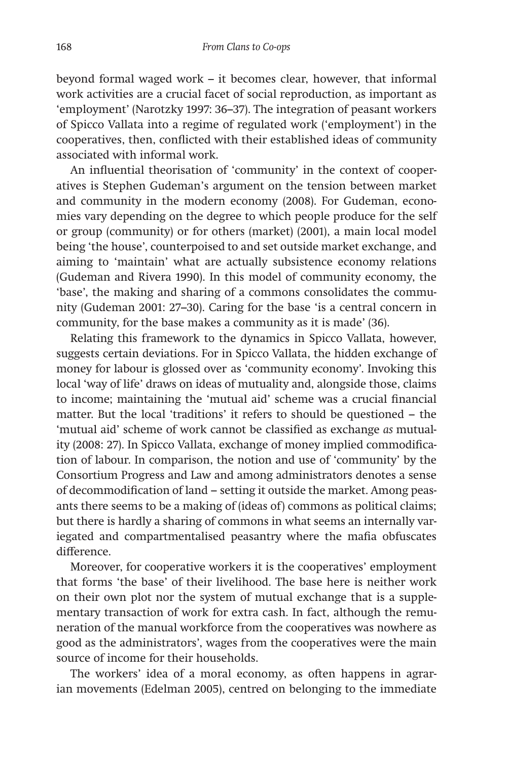beyond formal waged work – it becomes clear, however, that informal work activities are a crucial facet of social reproduction, as important as 'employment' (Narotzky 1997: 36–37). The integration of peasant workers of Spicco Vallata into a regime of regulated work ('employment') in the cooperatives, then, conflicted with their established ideas of community associated with informal work.

An influential theorisation of 'community' in the context of cooperatives is Stephen Gudeman's argument on the tension between market and community in the modern economy (2008). For Gudeman, economies vary depending on the degree to which people produce for the self or group (community) or for others (market) (2001), a main local model being 'the house', counterpoised to and set outside market exchange, and aiming to 'maintain' what are actually subsistence economy relations (Gudeman and Rivera 1990). In this model of community economy, the 'base', the making and sharing of a commons consolidates the community (Gudeman 2001: 27–30). Caring for the base 'is a central concern in community, for the base makes a community as it is made' (36).

Relating this framework to the dynamics in Spicco Vallata, however, suggests certain deviations. For in Spicco Vallata, the hidden exchange of money for labour is glossed over as 'community economy'. Invoking this local 'way of life' draws on ideas of mutuality and, alongside those, claims to income; maintaining the 'mutual aid' scheme was a crucial financial matter. But the local 'traditions' it refers to should be questioned – the 'mutual aid' scheme of work cannot be classified as exchange *as* mutuality (2008: 27). In Spicco Vallata, exchange of money implied commodification of labour. In comparison, the notion and use of 'community' by the Consortium Progress and Law and among administrators denotes a sense of decommodification of land – setting it outside the market. Among peasants there seems to be a making of (ideas of) commons as political claims; but there is hardly a sharing of commons in what seems an internally variegated and compartmentalised peasantry where the mafia obfuscates difference.

Moreover, for cooperative workers it is the cooperatives' employment that forms 'the base' of their livelihood. The base here is neither work on their own plot nor the system of mutual exchange that is a supplementary transaction of work for extra cash. In fact, although the remuneration of the manual workforce from the cooperatives was nowhere as good as the administrators', wages from the cooperatives were the main source of income for their households.

The workers' idea of a moral economy, as often happens in agrarian movements (Edelman 2005), centred on belonging to the immediate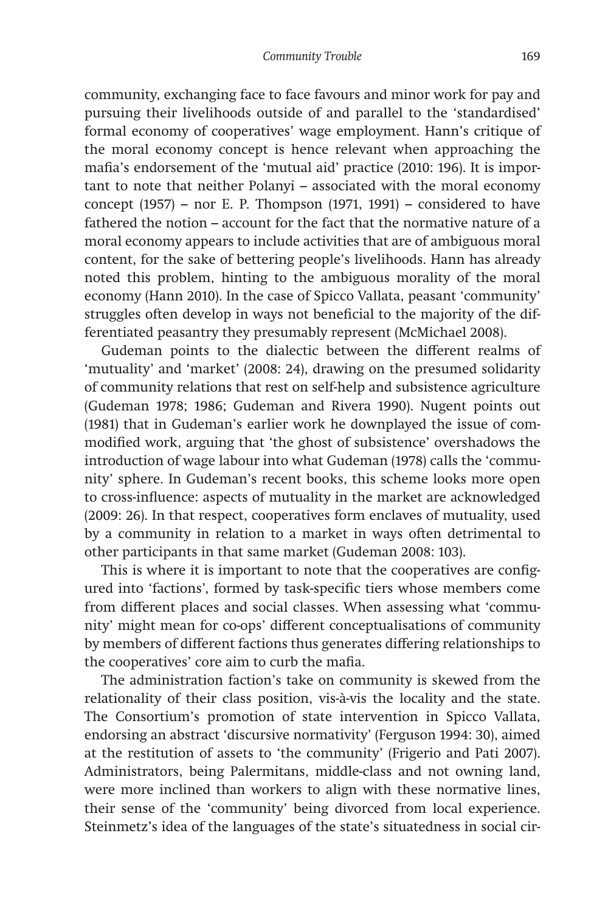community, exchanging face to face favours and minor work for pay and pursuing their livelihoods outside of and parallel to the 'standardised' formal economy of cooperatives' wage employment. Hann's critique of the moral economy concept is hence relevant when approaching the mafia's endorsement of the 'mutual aid' practice (2010: 196). It is important to note that neither Polanyi – associated with the moral economy concept (1957) – nor E. P. Thompson (1971, 1991) – considered to have fathered the notion – account for the fact that the normative nature of a moral economy appears to include activities that are of ambiguous moral content, for the sake of bettering people's livelihoods. Hann has already noted this problem, hinting to the ambiguous morality of the moral economy (Hann 2010). In the case of Spicco Vallata, peasant 'community' struggles often develop in ways not beneficial to the majority of the differentiated peasantry they presumably represent (McMichael 2008).

Gudeman points to the dialectic between the different realms of 'mutuality' and 'market' (2008: 24), drawing on the presumed solidarity of community relations that rest on self-help and subsistence agriculture (Gudeman 1978; 1986; Gudeman and Rivera 1990). Nugent points out (1981) that in Gudeman's earlier work he downplayed the issue of commodified work, arguing that 'the ghost of subsistence' overshadows the introduction of wage labour into what Gudeman (1978) calls the 'community' sphere. In Gudeman's recent books, this scheme looks more open to cross-influence: aspects of mutuality in the market are acknowledged (2009: 26). In that respect, cooperatives form enclaves of mutuality, used by a community in relation to a market in ways often detrimental to other participants in that same market (Gudeman 2008: 103).

This is where it is important to note that the cooperatives are configured into 'factions', formed by task-specific tiers whose members come from different places and social classes. When assessing what 'community' might mean for co-ops' different conceptualisations of community by members of different factions thus generates differing relationships to the cooperatives' core aim to curb the mafia.

The administration faction's take on community is skewed from the relationality of their class position, vis-à-vis the locality and the state. The Consortium's promotion of state intervention in Spicco Vallata, endorsing an abstract 'discursive normativity' (Ferguson 1994: 30), aimed at the restitution of assets to 'the community' (Frigerio and Pati 2007). Administrators, being Palermitans, middle-class and not owning land, were more inclined than workers to align with these normative lines, their sense of the 'community' being divorced from local experience. Steinmetz's idea of the languages of the state's situatedness in social cir-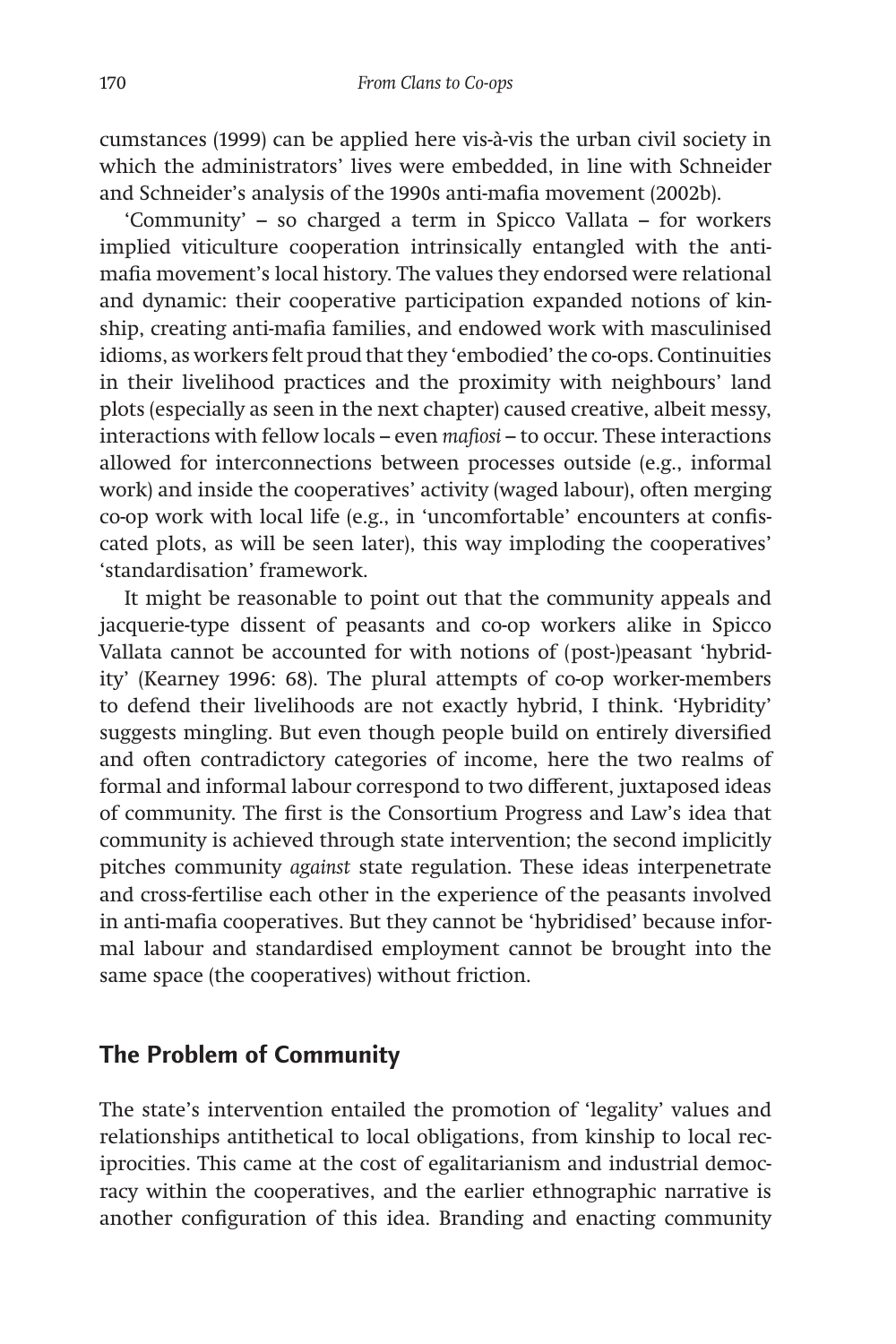cumstances (1999) can be applied here vis-à-vis the urban civil society in which the administrators' lives were embedded, in line with Schneider and Schneider's analysis of the 1990s anti-mafia movement (2002b).

'Community' – so charged a term in Spicco Vallata – for workers implied viticulture cooperation intrinsically entangled with the anti-mafia movement's local history. The values they endorsed were relational and dynamic: their cooperative participation expanded notions of kinship, creating anti-mafia families, and endowed work with masculinised idioms, as workers felt proud that they 'embodied' the co-ops. Continuities in their livelihood practices and the proximity with neighbours' land plots (especially as seen in the next chapter) caused creative, albeit messy, interactions with fellow locals – even *mafiosi* – to occur. These interactions allowed for interconnections between processes outside (e.g., informal work) and inside the cooperatives' activity (waged labour), often merging co-op work with local life (e.g., in 'uncomfortable' encounters at confiscated plots, as will be seen later), this way imploding the cooperatives' 'standardisation' framework.

It might be reasonable to point out that the community appeals and jacquerie-type dissent of peasants and co-op workers alike in Spicco Vallata cannot be accounted for with notions of (post-)peasant 'hybridity' (Kearney 1996: 68). The plural attempts of co-op worker-members to defend their livelihoods are not exactly hybrid, I think. 'Hybridity' suggests mingling. But even though people build on entirely diversified and often contradictory categories of income, here the two realms of formal and informal labour correspond to two different, juxtaposed ideas of community. The first is the Consortium Progress and Law's idea that community is achieved through state intervention; the second implicitly pitches community *against* state regulation. These ideas interpenetrate and cross-fertilise each other in the experience of the peasants involved in anti-mafia cooperatives. But they cannot be 'hybridised' because informal labour and standardised employment cannot be brought into the same space (the cooperatives) without friction.

## The Problem of Community

The state's intervention entailed the promotion of 'legality' values and relationships antithetical to local obligations, from kinship to local reciprocities. This came at the cost of egalitarianism and industrial democracy within the cooperatives, and the earlier ethnographic narrative is another configuration of this idea. Branding and enacting community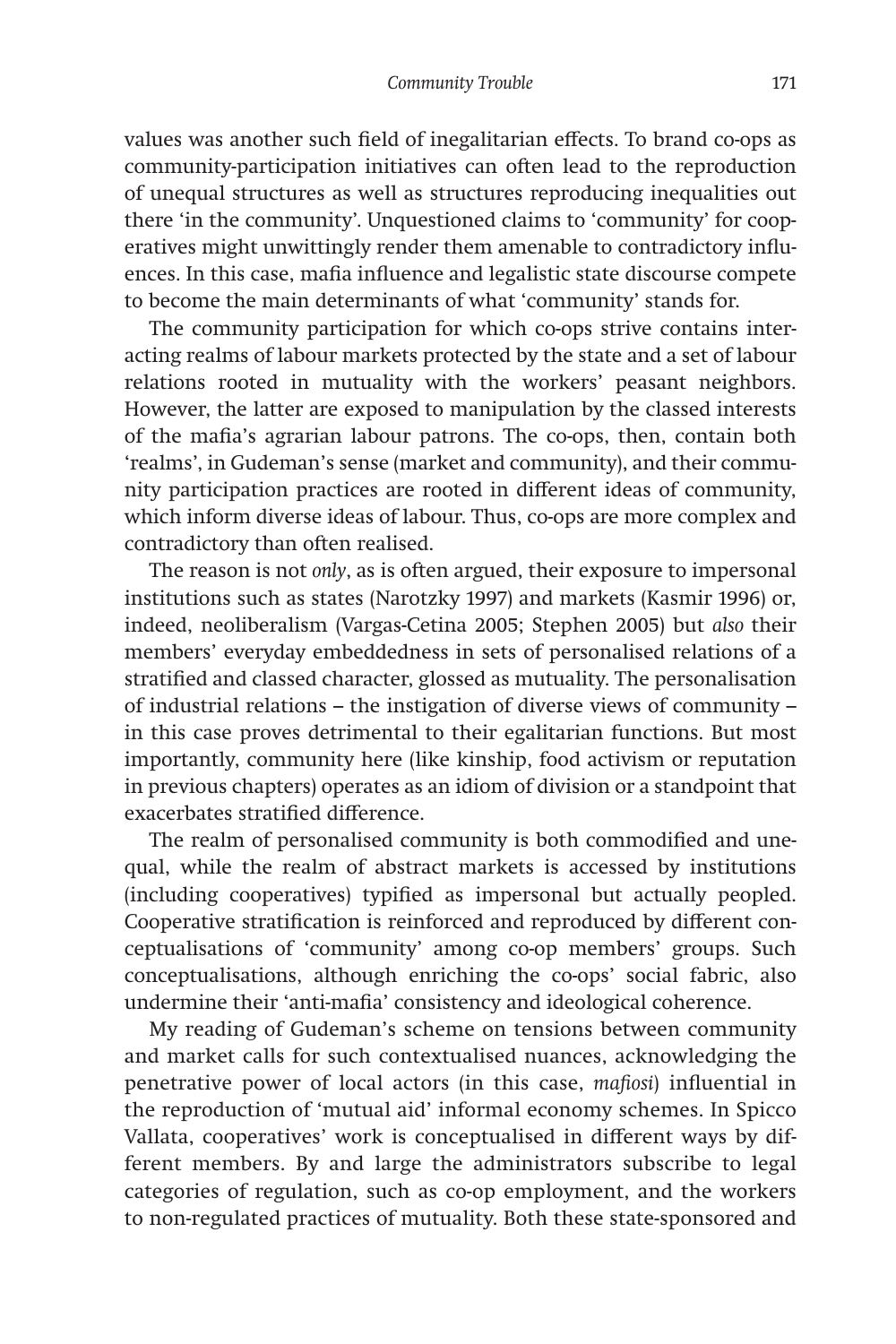values was another such field of inegalitarian effects. To brand co-ops as community-participation initiatives can often lead to the reproduction of unequal structures as well as structures reproducing inequalities out there 'in the community'. Unquestioned claims to 'community' for cooperatives might unwittingly render them amenable to contradictory influences. In this case, mafia influence and legalistic state discourse compete to become the main determinants of what 'community' stands for.

The community participation for which co-ops strive contains interacting realms of labour markets protected by the state and a set of labour relations rooted in mutuality with the workers' peasant neighbors. However, the latter are exposed to manipulation by the classed interests of the mafia's agrarian labour patrons. The co-ops, then, contain both 'realms', in Gudeman's sense (market and community), and their community participation practices are rooted in different ideas of community, which inform diverse ideas of labour. Thus, co-ops are more complex and contradictory than often realised.

The reason is not *only*, as is often argued, their exposure to impersonal institutions such as states (Narotzky 1997) and markets (Kasmir 1996) or, indeed, neoliberalism (Vargas-Cetina 2005; Stephen 2005) but *also* their members' everyday embeddedness in sets of personalised relations of a stratified and classed character, glossed as mutuality. The personalisation of industrial relations – the instigation of diverse views of community – in this case proves detrimental to their egalitarian functions. But most importantly, community here (like kinship, food activism or reputation in previous chapters) operates as an idiom of division or a standpoint that exacerbates stratified difference.

The realm of personalised community is both commodified and unequal, while the realm of abstract markets is accessed by institutions (including cooperatives) typified as impersonal but actually peopled. Cooperative stratification is reinforced and reproduced by different conceptualisations of 'community' among co-op members' groups. Such conceptualisations, although enriching the co-ops' social fabric, also undermine their 'anti-mafia' consistency and ideological coherence.

My reading of Gudeman's scheme on tensions between community and market calls for such contextualised nuances, acknowledging the penetrative power of local actors (in this case, *mafiosi*) influential in the reproduction of 'mutual aid' informal economy schemes. In Spicco Vallata, cooperatives' work is conceptualised in different ways by different members. By and large the administrators subscribe to legal categories of regulation, such as co-op employment, and the workers to non-regulated practices of mutuality. Both these state-sponsored and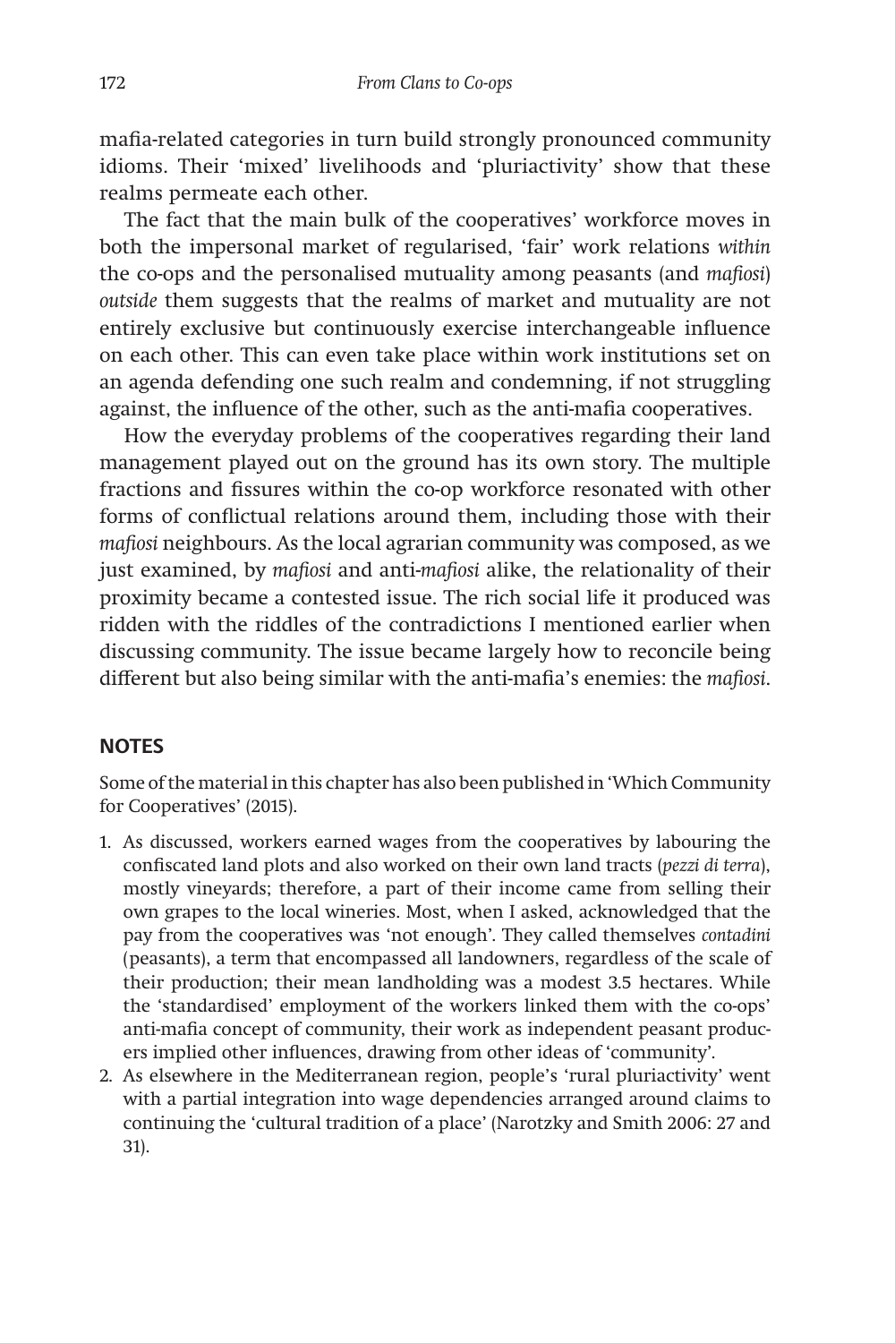mafia-related categories in turn build strongly pronounced community idioms. Their 'mixed' livelihoods and 'pluriactivity' show that these realms permeate each other.

The fact that the main bulk of the cooperatives' workforce moves in both the impersonal market of regularised, 'fair' work relations *within* the co-ops and the personalised mutuality among peasants (and *mafiosi*) *outside* them suggests that the realms of market and mutuality are not entirely exclusive but continuously exercise interchangeable influence on each other. This can even take place within work institutions set on an agenda defending one such realm and condemning, if not struggling against, the influence of the other, such as the anti-mafia cooperatives.

How the everyday problems of the cooperatives regarding their land management played out on the ground has its own story. The multiple fractions and fissures within the co-op workforce resonated with other forms of conflictual relations around them, including those with their *mafiosi* neighbours. As the local agrarian community was composed, as we just examined, by *mafiosi* and anti-*mafiosi* alike, the relationality of their proximity became a contested issue. The rich social life it produced was ridden with the riddles of the contradictions I mentioned earlier when discussing community. The issue became largely how to reconcile being different but also being similar with the anti-mafia's enemies: the *mafiosi*.

## NOTES

Some of the material in this chapter has also been published in 'Which Community for Cooperatives' (2015).

1. As discussed, workers earned wages from the cooperatives by labouring the confiscated land plots and also worked on their own land tracts (*pezzi di terra*), mostly vineyards; therefore, a part of their income came from selling their own grapes to the local wineries. Most, when I asked, acknowledged that the pay from the cooperatives was 'not enough'. They called themselves *contadini* (peasants), a term that encompassed all landowners, regardless of the scale of their production; their mean landholding was a modest 3.5 hectares. While the 'standardised' employment of the workers linked them with the co-ops' anti-mafia concept of community, their work as independent peasant producers implied other influences, drawing from other ideas of 'community'.
2. As elsewhere in the Mediterranean region, people's 'rural pluriactivity' went with a partial integration into wage dependencies arranged around claims to continuing the 'cultural tradition of a place' (Narotzky and Smith 2006: 27 and 31).